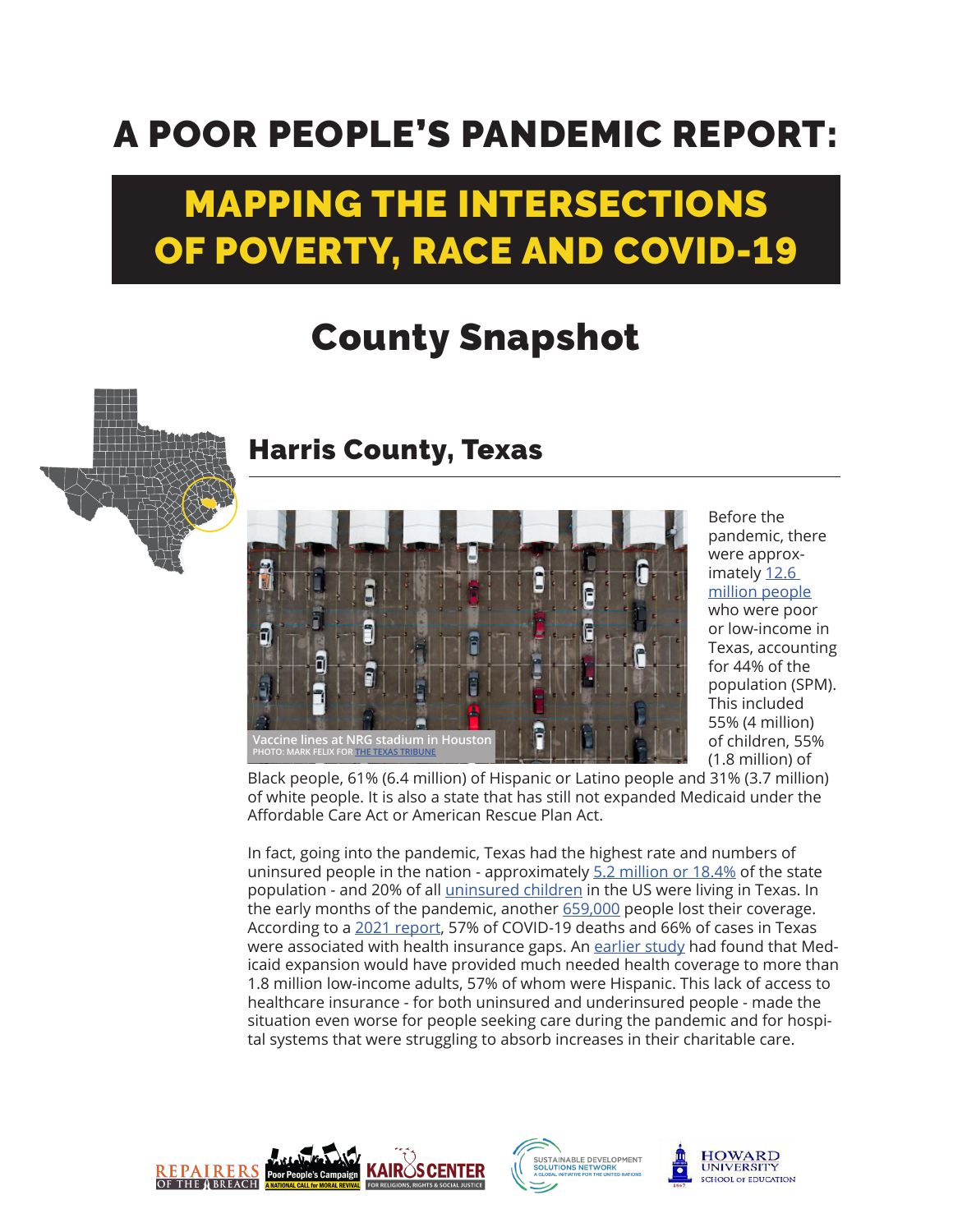# A POOR PEOPLE'S PANDEMIC REPORT:

# MAPPING THE INTERSECTIONS OF POVERTY, RACE AND COVID-19

## County Snapshot

### Harris County, Texas

Vaccine lines at NRG stadium in Houston
PHOTO: MARK FELIX FOR THE TEXAS TRIBUNE

Before the pandemic, there were approximately 12.6 million people who were poor or low-income in Texas, accounting for 44% of the population (SPM). This included 55% (4 million) of children, 55% (1.8 million) of Black people, 61% (6.4 million) of Hispanic or Latino people and 31% (3.7 million) of white people. It is also a state that has still not expanded Medicaid under the Affordable Care Act or American Rescue Plan Act.

In fact, going into the pandemic, Texas had the highest rate and numbers of uninsured people in the nation - approximately 5.2 million or 18.4% of the state population - and 20% of all uninsured children in the US were living in Texas. In the early months of the pandemic, another 659,000 people lost their coverage. According to a 2021 report, 57% of COVID-19 deaths and 66% of cases in Texas were associated with health insurance gaps. An earlier study had found that Medicaid expansion would have provided much needed health coverage to more than 1.8 million low-income adults, 57% of whom were Hispanic. This lack of access to healthcare insurance - for both uninsured and underinsured people - made the situation even worse for people seeking care during the pandemic and for hospital systems that were struggling to absorb increases in their charitable care.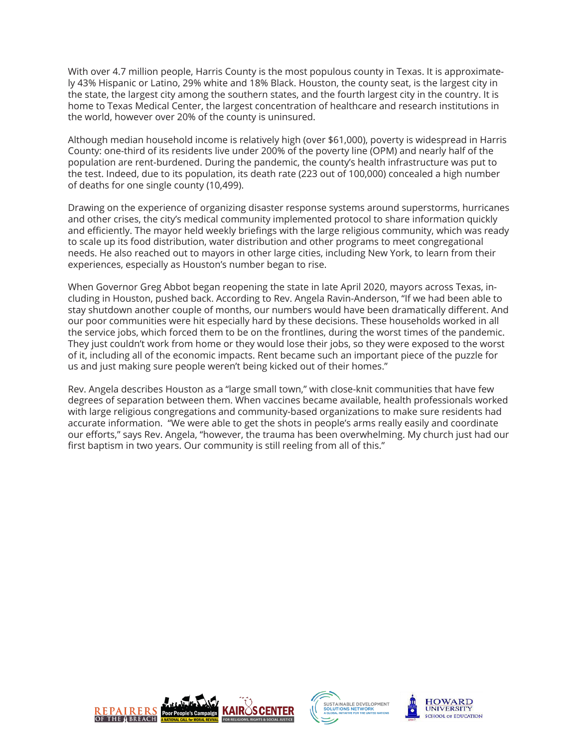With over 4.7 million people, Harris County is the most populous county in Texas. It is approximately 43% Hispanic or Latino, 29% white and 18% Black. Houston, the county seat, is the largest city in the state, the largest city among the southern states, and the fourth largest city in the country. It is home to Texas Medical Center, the largest concentration of healthcare and research institutions in the world, however over 20% of the county is uninsured.

Although median household income is relatively high (over $61,000), poverty is widespread in Harris County: one-third of its residents live under 200% of the poverty line (OPM) and nearly half of the population are rent-burdened. During the pandemic, the county's health infrastructure was put to the test. Indeed, due to its population, its death rate (223 out of 100,000) concealed a high number of deaths for one single county (10,499).

Drawing on the experience of organizing disaster response systems around superstorms, hurricanes and other crises, the city's medical community implemented protocol to share information quickly and efficiently. The mayor held weekly briefings with the large religious community, which was ready to scale up its food distribution, water distribution and other programs to meet congregational needs. He also reached out to mayors in other large cities, including New York, to learn from their experiences, especially as Houston's number began to rise.

When Governor Greg Abbot began reopening the state in late April 2020, mayors across Texas, including in Houston, pushed back. According to Rev. Angela Ravin-Anderson, "If we had been able to stay shutdown another couple of months, our numbers would have been dramatically different. And our poor communities were hit especially hard by these decisions. These households worked in all the service jobs, which forced them to be on the frontlines, during the worst times of the pandemic. They just couldn't work from home or they would lose their jobs, so they were exposed to the worst of it, including all of the economic impacts. Rent became such an important piece of the puzzle for us and just making sure people weren't being kicked out of their homes."

Rev. Angela describes Houston as a "large small town," with close-knit communities that have few degrees of separation between them. When vaccines became available, health professionals worked with large religious congregations and community-based organizations to make sure residents had accurate information. "We were able to get the shots in people's arms really easily and coordinate our efforts," says Rev. Angela, "however, the trauma has been overwhelming. My church just had our first baptism in two years. Our community is still reeling from all of this."